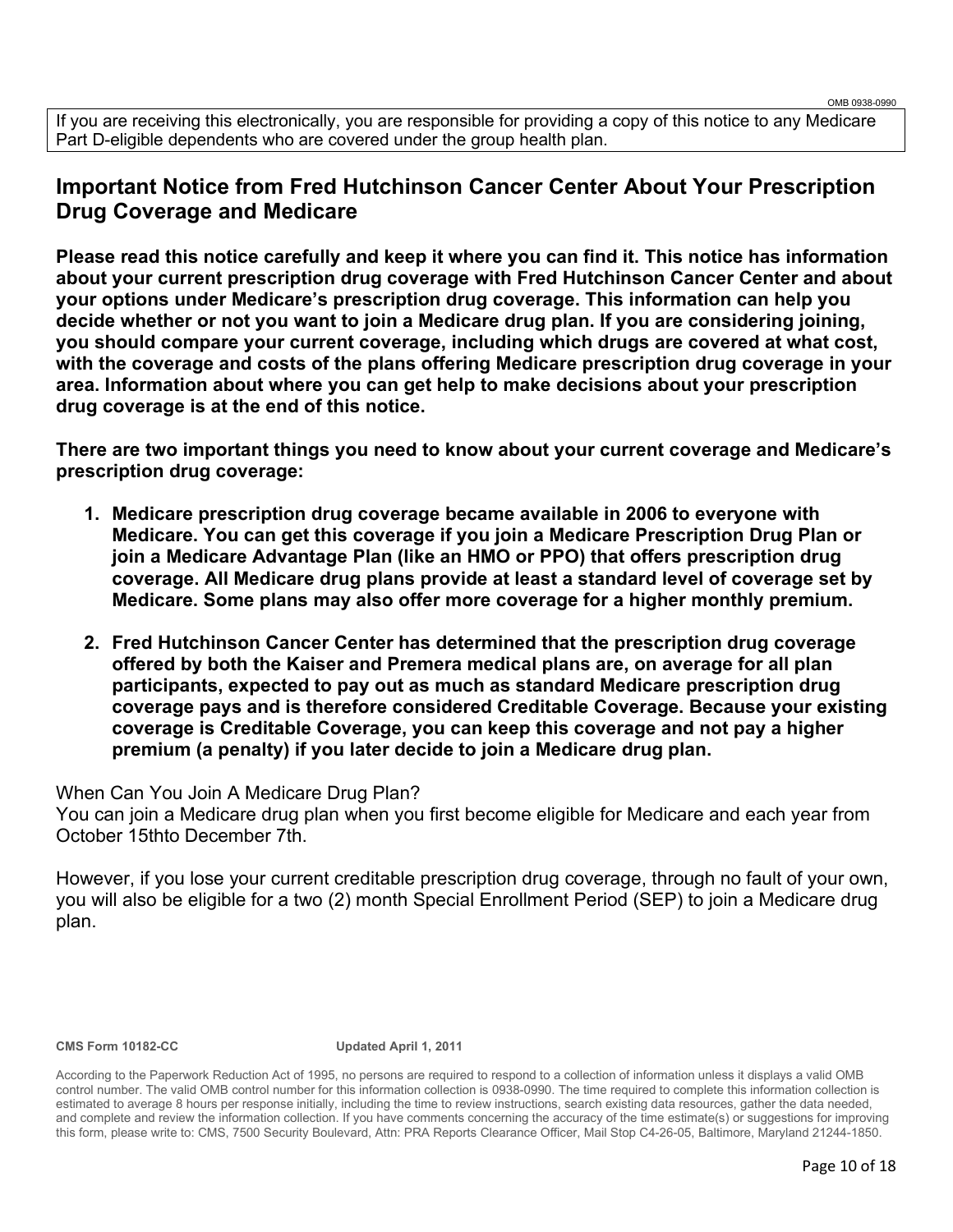OMB 0938-0990

If you are receiving this electronically, you are responsible for providing a copy of this notice to any Medicare Part D-eligible dependents who are covered under the group health plan.

## Important Notice from Fred Hutchinson Cancer Center About Your Prescription Drug Coverage and Medicare

**Please read this notice carefully and keep it where you can find it. This notice has information about your current prescription drug coverage with Fred Hutchinson Cancer Center and about your options under Medicare's prescription drug coverage. This information can help you decide whether or not you want to join a Medicare drug plan. If you are considering joining, you should compare your current coverage, including which drugs are covered at what cost, with the coverage and costs of the plans offering Medicare prescription drug coverage in your area. Information about where you can get help to make decisions about your prescription drug coverage is at the end of this notice.**

**There are two important things you need to know about your current coverage and Medicare's prescription drug coverage:**

1. **Medicare prescription drug coverage became available in 2006 to everyone with Medicare. You can get this coverage if you join a Medicare Prescription Drug Plan or join a Medicare Advantage Plan (like an HMO or PPO) that offers prescription drug coverage. All Medicare drug plans provide at least a standard level of coverage set by Medicare. Some plans may also offer more coverage for a higher monthly premium.**

2. **Fred Hutchinson Cancer Center has determined that the prescription drug coverage offered by both the Kaiser and Premera medical plans are, on average for all plan participants, expected to pay out as much as standard Medicare prescription drug coverage pays and is therefore considered Creditable Coverage. Because your existing coverage is Creditable Coverage, you can keep this coverage and not pay a higher premium (a penalty) if you later decide to join a Medicare drug plan.**

When Can You Join A Medicare Drug Plan?
You can join a Medicare drug plan when you first become eligible for Medicare and each year from October 15thto December 7th.

However, if you lose your current creditable prescription drug coverage, through no fault of your own, you will also be eligible for a two (2) month Special Enrollment Period (SEP) to join a Medicare drug plan.

**CMS Form 10182-CC** **Updated April 1, 2011**

According to the Paperwork Reduction Act of 1995, no persons are required to respond to a collection of information unless it displays a valid OMB control number. The valid OMB control number for this information collection is 0938-0990. The time required to complete this information collection is estimated to average 8 hours per response initially, including the time to review instructions, search existing data resources, gather the data needed, and complete and review the information collection. If you have comments concerning the accuracy of the time estimate(s) or suggestions for improving this form, please write to: CMS, 7500 Security Boulevard, Attn: PRA Reports Clearance Officer, Mail Stop C4-26-05, Baltimore, Maryland 21244-1850.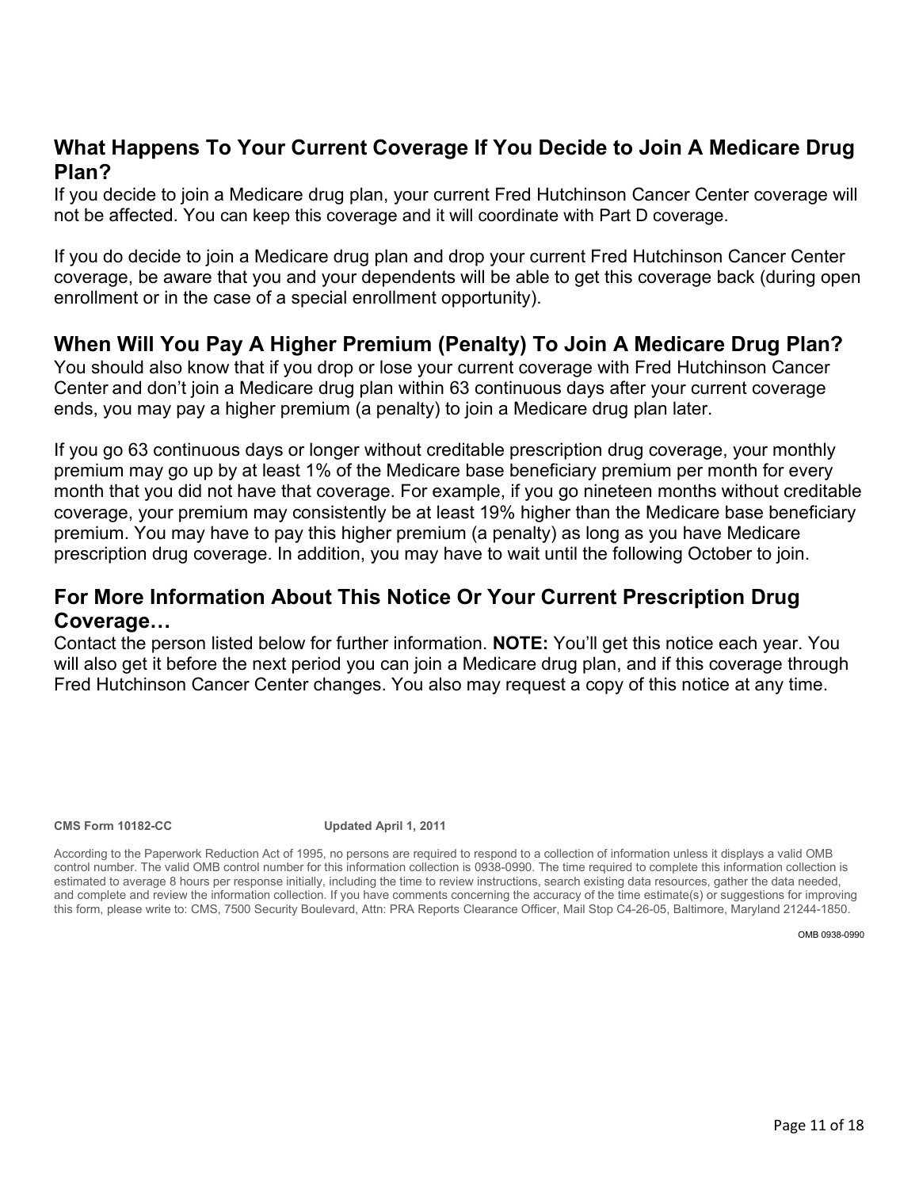## What Happens To Your Current Coverage If You Decide to Join A Medicare Drug Plan?

If you decide to join a Medicare drug plan, your current Fred Hutchinson Cancer Center coverage will not be affected. You can keep this coverage and it will coordinate with Part D coverage.

If you do decide to join a Medicare drug plan and drop your current Fred Hutchinson Cancer Center coverage, be aware that you and your dependents will be able to get this coverage back (during open enrollment or in the case of a special enrollment opportunity).

## When Will You Pay A Higher Premium (Penalty) To Join A Medicare Drug Plan?

You should also know that if you drop or lose your current coverage with Fred Hutchinson Cancer Center and don't join a Medicare drug plan within 63 continuous days after your current coverage ends, you may pay a higher premium (a penalty) to join a Medicare drug plan later.

If you go 63 continuous days or longer without creditable prescription drug coverage, your monthly premium may go up by at least 1% of the Medicare base beneficiary premium per month for every month that you did not have that coverage. For example, if you go nineteen months without creditable coverage, your premium may consistently be at least 19% higher than the Medicare base beneficiary premium. You may have to pay this higher premium (a penalty) as long as you have Medicare prescription drug coverage. In addition, you may have to wait until the following October to join.

## For More Information About This Notice Or Your Current Prescription Drug Coverage…

Contact the person listed below for further information. **NOTE:** You'll get this notice each year. You will also get it before the next period you can join a Medicare drug plan, and if this coverage through Fred Hutchinson Cancer Center changes. You also may request a copy of this notice at any time.

**CMS Form 10182-CC** **Updated April 1, 2011**

According to the Paperwork Reduction Act of 1995, no persons are required to respond to a collection of information unless it displays a valid OMB control number. The valid OMB control number for this information collection is 0938-0990. The time required to complete this information collection is estimated to average 8 hours per response initially, including the time to review instructions, search existing data resources, gather the data needed, and complete and review the information collection. If you have comments concerning the accuracy of the time estimate(s) or suggestions for improving this form, please write to: CMS, 7500 Security Boulevard, Attn: PRA Reports Clearance Officer, Mail Stop C4-26-05, Baltimore, Maryland 21244-1850.

OMB 0938-0990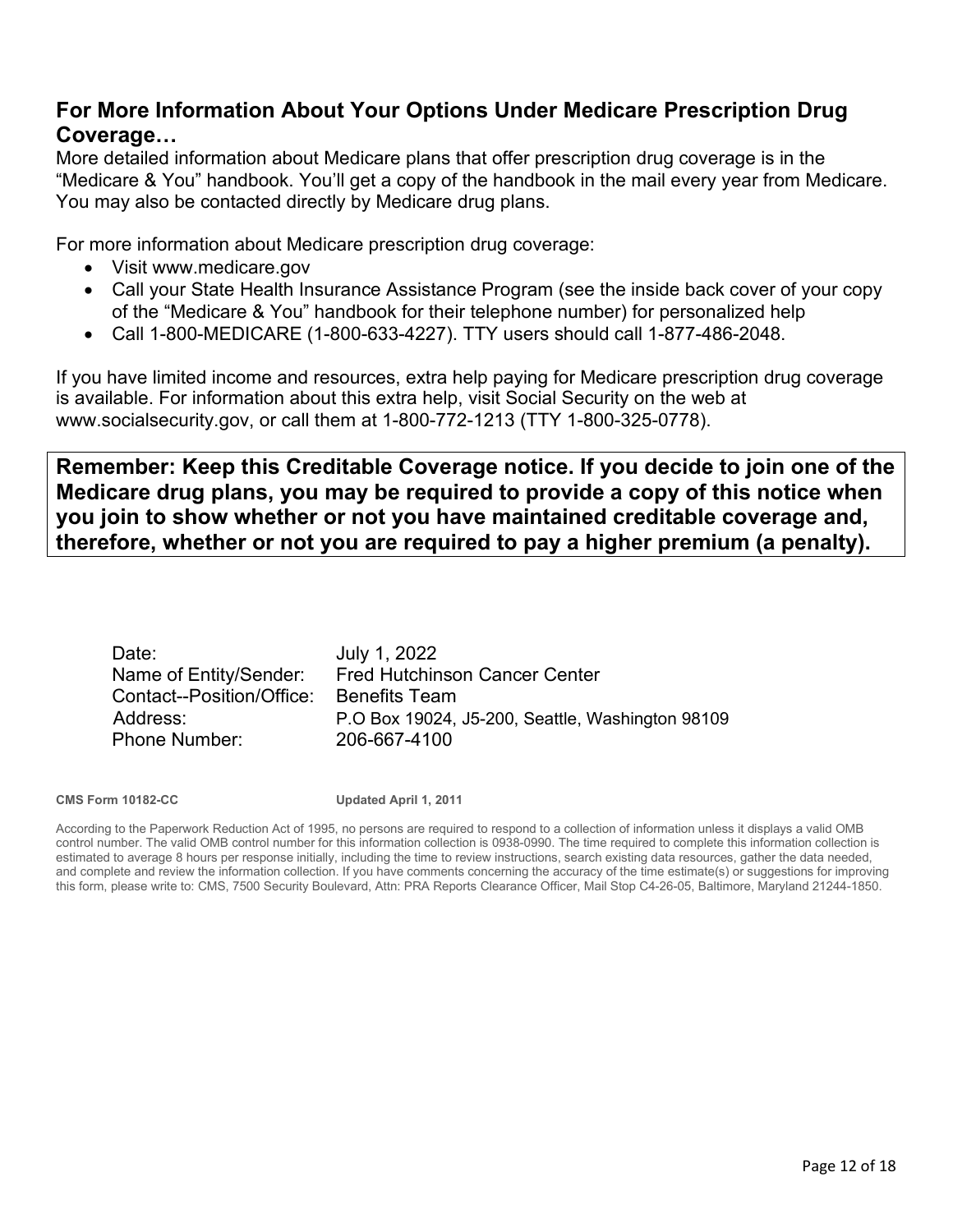## For More Information About Your Options Under Medicare Prescription Drug Coverage…

More detailed information about Medicare plans that offer prescription drug coverage is in the "Medicare & You" handbook. You'll get a copy of the handbook in the mail every year from Medicare. You may also be contacted directly by Medicare drug plans.

For more information about Medicare prescription drug coverage:

- Visit www.medicare.gov
- Call your State Health Insurance Assistance Program (see the inside back cover of your copy of the "Medicare & You" handbook for their telephone number) for personalized help
- Call 1-800-MEDICARE (1-800-633-4227). TTY users should call 1-877-486-2048.

If you have limited income and resources, extra help paying for Medicare prescription drug coverage is available. For information about this extra help, visit Social Security on the web at www.socialsecurity.gov, or call them at 1-800-772-1213 (TTY 1-800-325-0778).

**Remember: Keep this Creditable Coverage notice. If you decide to join one of the Medicare drug plans, you may be required to provide a copy of this notice when you join to show whether or not you have maintained creditable coverage and, therefore, whether or not you are required to pay a higher premium (a penalty).**

| | |
|---|---|
| Date: | July 1, 2022 |
| Name of Entity/Sender: | Fred Hutchinson Cancer Center |
| Contact--Position/Office: | Benefits Team |
| Address: | P.O Box 19024, J5-200, Seattle, Washington 98109 |
| Phone Number: | 206-667-4100 |

**CMS Form 10182-CC** **Updated April 1, 2011**

According to the Paperwork Reduction Act of 1995, no persons are required to respond to a collection of information unless it displays a valid OMB control number. The valid OMB control number for this information collection is 0938-0990. The time required to complete this information collection is estimated to average 8 hours per response initially, including the time to review instructions, search existing data resources, gather the data needed, and complete and review the information collection. If you have comments concerning the accuracy of the time estimate(s) or suggestions for improving this form, please write to: CMS, 7500 Security Boulevard, Attn: PRA Reports Clearance Officer, Mail Stop C4-26-05, Baltimore, Maryland 21244-1850.